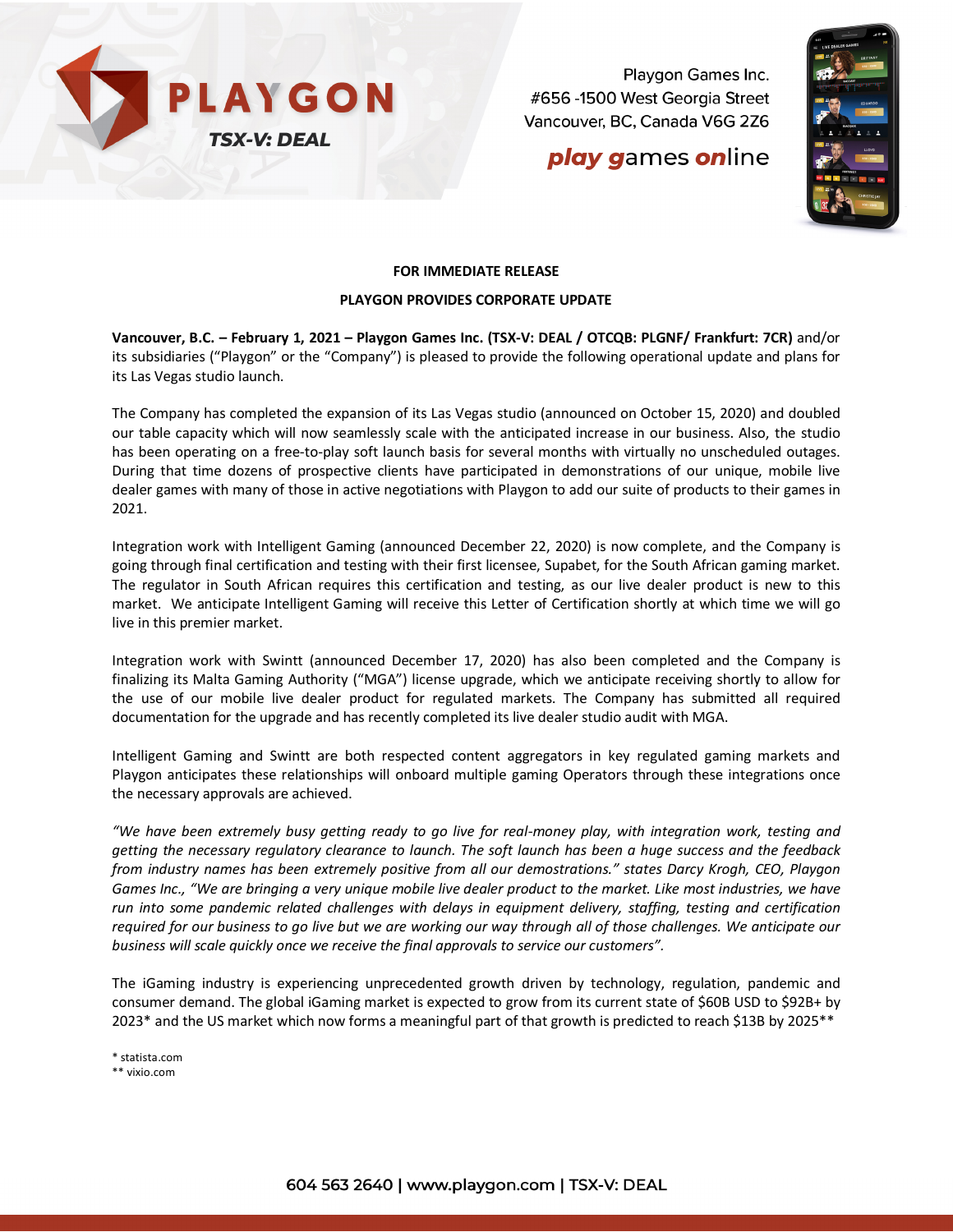PLAYGON

TSX-V: DEAL

Playgon Games Inc.
#656 -1500 West Georgia Street
Vancouver, BC, Canada V6G 2Z6

***play games online***

**FOR IMMEDIATE RELEASE**

**PLAYGON PROVIDES CORPORATE UPDATE**

**Vancouver, B.C. – February 1, 2021 – Playgon Games Inc. (TSX-V: DEAL / OTCQB: PLGNF/ Frankfurt: 7CR)** and/or its subsidiaries ("Playgon" or the "Company") is pleased to provide the following operational update and plans for its Las Vegas studio launch.

The Company has completed the expansion of its Las Vegas studio (announced on October 15, 2020) and doubled our table capacity which will now seamlessly scale with the anticipated increase in our business. Also, the studio has been operating on a free-to-play soft launch basis for several months with virtually no unscheduled outages. During that time dozens of prospective clients have participated in demonstrations of our unique, mobile live dealer games with many of those in active negotiations with Playgon to add our suite of products to their games in 2021.

Integration work with Intelligent Gaming (announced December 22, 2020) is now complete, and the Company is going through final certification and testing with their first licensee, Supabet, for the South African gaming market. The regulator in South African requires this certification and testing, as our live dealer product is new to this market. We anticipate Intelligent Gaming will receive this Letter of Certification shortly at which time we will go live in this premier market.

Integration work with Swintt (announced December 17, 2020) has also been completed and the Company is finalizing its Malta Gaming Authority ("MGA") license upgrade, which we anticipate receiving shortly to allow for the use of our mobile live dealer product for regulated markets. The Company has submitted all required documentation for the upgrade and has recently completed its live dealer studio audit with MGA.

Intelligent Gaming and Swintt are both respected content aggregators in key regulated gaming markets and Playgon anticipates these relationships will onboard multiple gaming Operators through these integrations once the necessary approvals are achieved.

*"We have been extremely busy getting ready to go live for real-money play, with integration work, testing and getting the necessary regulatory clearance to launch. The soft launch has been a huge success and the feedback from industry names has been extremely positive from all our demostrations." states Darcy Krogh, CEO, Playgon Games Inc., "We are bringing a very unique mobile live dealer product to the market. Like most industries, we have run into some pandemic related challenges with delays in equipment delivery, staffing, testing and certification required for our business to go live but we are working our way through all of those challenges. We anticipate our business will scale quickly once we receive the final approvals to service our customers".*

The iGaming industry is experiencing unprecedented growth driven by technology, regulation, pandemic and consumer demand. The global iGaming market is expected to grow from its current state of $60B USD to $92B+ by 2023* and the US market which now forms a meaningful part of that growth is predicted to reach $13B by 2025**

\* statista.com
** vixio.com

604 563 2640 | www.playgon.com | TSX-V: DEAL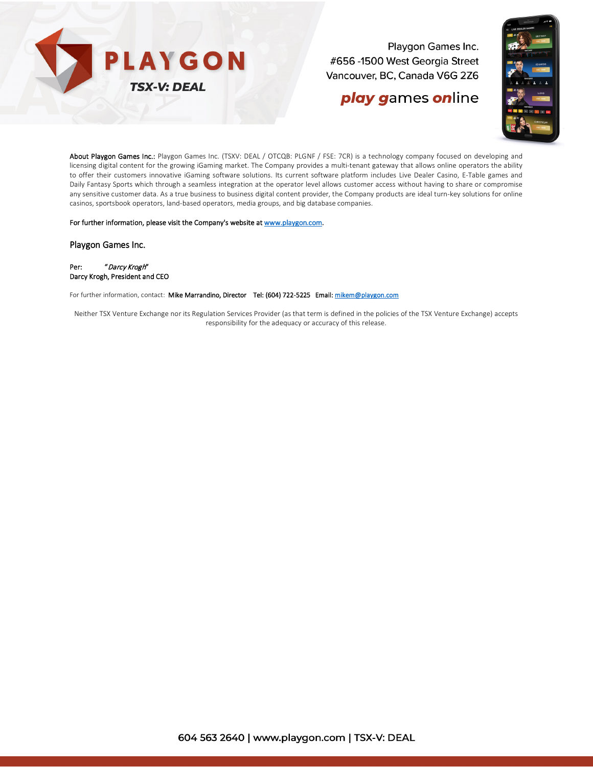**About Playgon Games Inc.:** Playgon Games Inc. (TSXV: DEAL / OTCQB: PLGNF / FSE: 7CR) is a technology company focused on developing and licensing digital content for the growing iGaming market. The Company provides a multi-tenant gateway that allows online operators the ability to offer their customers innovative iGaming software solutions. Its current software platform includes Live Dealer Casino, E-Table games and Daily Fantasy Sports which through a seamless integration at the operator level allows customer access without having to share or compromise any sensitive customer data. As a true business to business digital content provider, the Company products are ideal turn-key solutions for online casinos, sportsbook operators, land-based operators, media groups, and big database companies.

For further information, please visit the Company's website at [www.playgon.com](http://www.playgon.com).

Playgon Games Inc.

Per: *"Darcy Krogh"*
Darcy Krogh, President and CEO

For further information, contact: **Mike Marrandino, Director** **Tel: (604) 722-5225** **Email:** [mikem@playgon.com](mailto:mikem@playgon.com)

Neither TSX Venture Exchange nor its Regulation Services Provider (as that term is defined in the policies of the TSX Venture Exchange) accepts responsibility for the adequacy or accuracy of this release.